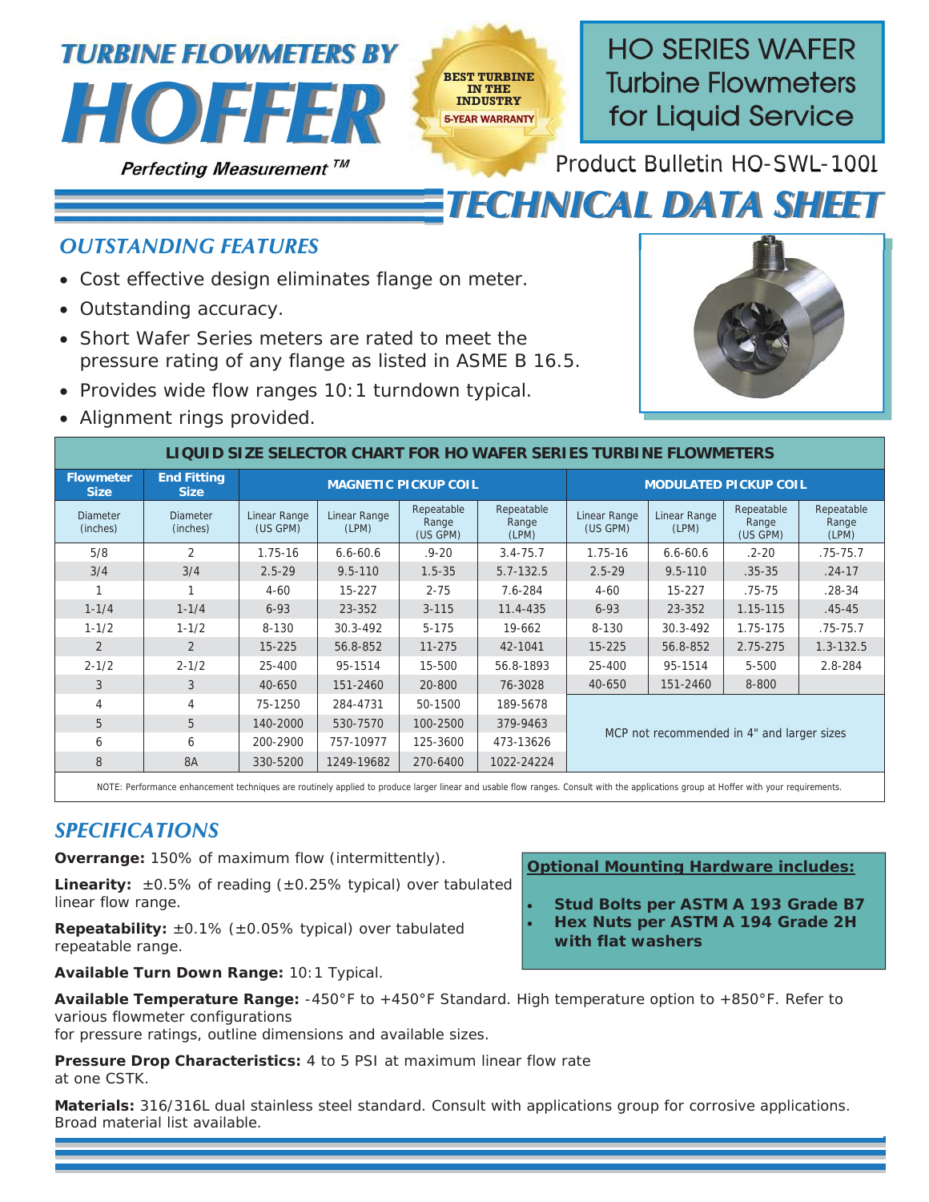# TURBINE FLOWMETERS BY HOFFER

*Perfecting Measurement ™*

BEST TURBINE IN THE INDUSTRY
5-YEAR WARRANTY

# HO SERIES WAFER Turbine Flowmeters for Liquid Service

Product Bulletin HO-SWL-100I

# TECHNICAL DATA SHEET

## OUTSTANDING FEATURES

- Cost effective design eliminates flange on meter.
- Outstanding accuracy.
- Short Wafer Series meters are rated to meet the pressure rating of any flange as listed in ASME B 16.5.
- Provides wide flow ranges 10:1 turndown typical.
- Alignment rings provided.

**LIQUID SIZE SELECTOR CHART FOR HO WAFER SERIES TURBINE FLOWMETERS**

| Flowmeter Size | End Fitting Size | MAGNETIC PICKUP COIL | | | | MODULATED PICKUP COIL | | | |
|---|---|---|---|---|---|---|---|---|---|
| Diameter (inches) | Diameter (inches) | Linear Range (US GPM) | Linear Range (LPM) | Repeatable Range (US GPM) | Repeatable Range (LPM) | Linear Range (US GPM) | Linear Range (LPM) | Repeatable Range (US GPM) | Repeatable Range (LPM) |
| 5/8 | 2 | 1.75-16 | 6.6-60.6 | .9-20 | 3.4-75.7 | 1.75-16 | 6.6-60.6 | .2-20 | .75-75.7 |
| 3/4 | 3/4 | 2.5-29 | 9.5-110 | 1.5-35 | 5.7-132.5 | 2.5-29 | 9.5-110 | .35-35 | .24-17 |
| 1 | 1 | 4-60 | 15-227 | 2-75 | 7.6-284 | 4-60 | 15-227 | .75-75 | .28-34 |
| 1-1/4 | 1-1/4 | 6-93 | 23-352 | 3-115 | 11.4-435 | 6-93 | 23-352 | 1.15-115 | .45-45 |
| 1-1/2 | 1-1/2 | 8-130 | 30.3-492 | 5-175 | 19-662 | 8-130 | 30.3-492 | 1.75-175 | .75-75.7 |
| 2 | 2 | 15-225 | 56.8-852 | 11-275 | 42-1041 | 15-225 | 56.8-852 | 2.75-275 | 1.3-132.5 |
| 2-1/2 | 2-1/2 | 25-400 | 95-1514 | 15-500 | 56.8-1893 | 25-400 | 95-1514 | 5-500 | 2.8-284 |
| 3 | 3 | 40-650 | 151-2460 | 20-800 | 76-3028 | 40-650 | 151-2460 | 8-800 | |
| 4 | 4 | 75-1250 | 284-4731 | 50-1500 | 189-5678 | MCP not recommended in 4" and larger sizes | | | |
| 5 | 5 | 140-2000 | 530-7570 | 100-2500 | 379-9463 | | | | |
| 6 | 6 | 200-2900 | 757-10977 | 125-3600 | 473-13626 | | | | |
| 8 | 8A | 330-5200 | 1249-19682 | 270-6400 | 1022-24224 | | | | |

NOTE: Performance enhancement techniques are routinely applied to produce larger linear and usable flow ranges. Consult with the applications group at Hoffer with your requirements.

## SPECIFICATIONS

**Overrange:** 150% of maximum flow (intermittently).

**Linearity:** ±0.5% of reading (±0.25% typical) over tabulated linear flow range.

**Repeatability:** ±0.1% (±0.05% typical) over tabulated repeatable range.

**Available Turn Down Range:** 10:1 Typical.

**Available Temperature Range:** -450°F to +450°F Standard. High temperature option to +850°F. Refer to various flowmeter configurations for pressure ratings, outline dimensions and available sizes.

**Pressure Drop Characteristics:** 4 to 5 PSI at maximum linear flow rate at one CSTK.

**Materials:** 316/316L dual stainless steel standard. Consult with applications group for corrosive applications. Broad material list available.

**Optional Mounting Hardware includes:**

- **Stud Bolts per ASTM A 193 Grade B7**
- **Hex Nuts per ASTM A 194 Grade 2H with flat washers**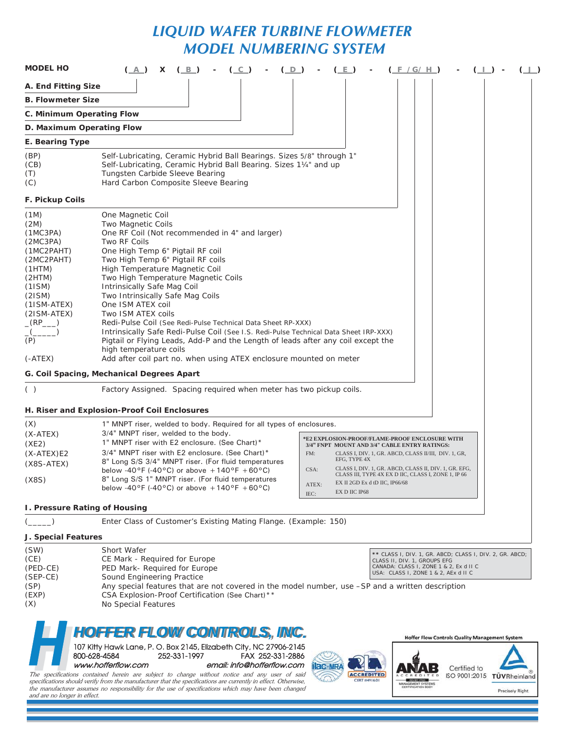# LIQUID WAFER TURBINE FLOWMETER MODEL NUMBERING SYSTEM

**MODEL HO** ( A ) X ( B ) - ( C ) - ( D ) - ( E ) - ( F / G/ H ) - ( I ) - ( J )

**A. End Fitting Size**

**B. Flowmeter Size**

**C. Minimum Operating Flow**

**D. Maximum Operating Flow**

**E. Bearing Type**

| | |
|---|---|
| (BP) | Self-Lubricating, Ceramic Hybrid Ball Bearings. Sizes 5/8" through 1" |
| (CB) | Self-Lubricating, Ceramic Hybrid Ball Bearing. Sizes 1¼" and up |
| (T) | Tungsten Carbide Sleeve Bearing |
| (C) | Hard Carbon Composite Sleeve Bearing |

**F. Pickup Coils**

| | |
|---|---|
| (1M) | One Magnetic Coil |
| (2M) | Two Magnetic Coils |
| (1MC3PA) | One RF Coil (Not recommended in 4" and larger) |
| (2MC3PA) | Two RF Coils |
| (1MC2PAHT) | One High Temp 6" Pigtail RF coil |
| (2MC2PAHT) | Two High Temp 6" Pigtail RF coils |
| (1HTM) | High Temperature Magnetic Coil |
| (2HTM) | Two High Temperature Magnetic Coils |
| (1ISM) | Intrinsically Safe Mag Coil |
| (2ISM) | Two Intrinsically Safe Mag Coils |
| (1ISM-ATEX) | One ISM ATEX coil |
| (2ISM-ATEX) | Two ISM ATEX coils |
| _(RP___) | Redi-Pulse Coil (See Redi-Pulse Technical Data Sheet RP-XXX) |
| _(_____) | Intrinsically Safe Redi-Pulse Coil (See I.S. Redi-Pulse Technical Data Sheet IRP-XXX) |
| (P) | Pigtail or Flying Leads, Add-P and the Length of leads after any coil except the high temperature coils |
| (-ATEX) | Add after coil part no. when using ATEX enclosure mounted on meter |

**G. Coil Spacing, Mechanical Degrees Apart**

| | |
|---|---|
| ( ) | Factory Assigned. Spacing required when meter has two pickup coils. |

**H. Riser and Explosion-Proof Coil Enclosures**

| | |
|---|---|
| (X) | 1" MNPT riser, welded to body. Required for all types of enclosures. |
| (X-ATEX) | 3/4" MNPT riser, welded to the body. |
| (XE2) | 1" MNPT riser with E2 enclosure. (See Chart)* |
| (X-ATEX)E2 | 3/4" MNPT riser with E2 enclosure. (See Chart)* |
| (X8S-ATEX) | 8" Long S/S 3/4" MNPT riser. (For fluid temperatures below -40°F (-40°C) or above +140°F +60°C) |
| (X8S) | 8" Long S/S 1" MNPT riser. (For fluid temperatures below -40°F (-40°C) or above +140°F +60°C) |

**\*E2 EXPLOSION-PROOF/FLAME-PROOF ENCLOSURE WITH 3/4" FNPT MOUNT AND 3/4" CABLE ENTRY RATINGS:**

| | |
|---|---|
| FM: | CLASS I, DIV. 1, GR. ABCD, CLASS II/III, DIV. 1, GR, EFG, TYPE 4X |
| CSA: | CLASS I, DIV. 1, GR. ABCD, CLASS II, DIV. 1, GR. EFG, CLASS III, TYPE 4X EX D IIC, CLASS I, ZONE 1, IP 66 |
| ATEX: | EX II 2GD Ex d tD IIC, IP66/68 |
| IEC: | EX D IIC IP68 |

**I. Pressure Rating of Housing**

| | |
|---|---|
| (_____) | Enter Class of Customer's Existing Mating Flange. (Example: 150) |

**J. Special Features**

| | |
|---|---|
| (SW) | Short Wafer |
| (CE) | CE Mark - Required for Europe |
| (PED-CE) | PED Mark- Required for Europe |
| (SEP-CE) | Sound Engineering Practice |
| (SP) | Any special features that are not covered in the model number, use –SP and a written description |
| (EXP) | CSA Explosion-Proof Certification (See Chart)** |
| (X) | No Special Features |

** CLASS I, DIV. 1, GR. ABCD; CLASS I, DIV. 2, GR. ABCD; CLASS II, DIV. 1, GROUPS EFG
CANADA: CLASS I, ZONE 1 & 2, Ex d II C
USA: CLASS I, ZONE 1 & 2, AEx d II C

**HOFFER FLOW CONTROLS, INC.**

107 Kitty Hawk Lane, P. O. Box 2145, Elizabeth City, NC 27906-2145
800-628-4584 252-331-1997 FAX 252-331-2886
www.hofferflow.com email: info@hofferflow.com

*The specifications contained herein are subject to change without notice and any user of said specifications should verify from the manufacturer that the specifications are currently in effect. Otherwise, the manufacturer assumes no responsibility for the use of specifications which may have been changed and are no longer in effect.*

ilac-MRA ACCREDITED CERT #4916.01

Hoffer Flow Controls Quality Management System

ANAB ACCREDITED — Certified to ISO 9001:2015 — TÜVRheinland Precisely Right.